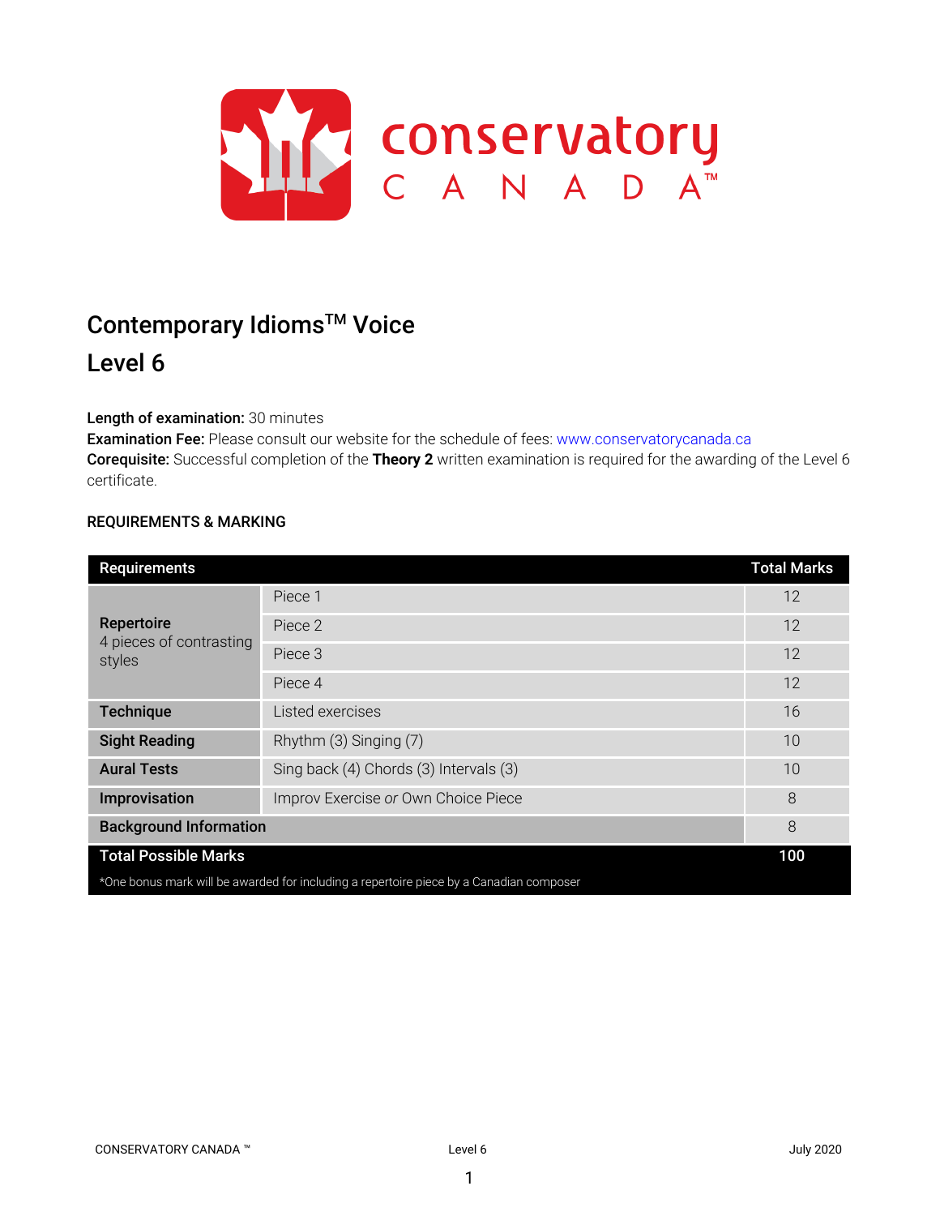# Contemporary Idioms™ Voice

## Level 6

**Length of examination:** 30 minutes
**Examination Fee:** Please consult our website for the schedule of fees: www.conservatorycanada.ca
**Corequisite:** Successful completion of the **Theory 2** written examination is required for the awarding of the Level 6 certificate.

### REQUIREMENTS & MARKING

| Requirements | | Total Marks |
|---|---|---|
| **Repertoire** 4 pieces of contrasting styles | Piece 1 | 12 |
| | Piece 2 | 12 |
| | Piece 3 | 12 |
| | Piece 4 | 12 |
| **Technique** | Listed exercises | 16 |
| **Sight Reading** | Rhythm (3) Singing (7) | 10 |
| **Aural Tests** | Sing back (4) Chords (3) Intervals (3) | 10 |
| **Improvisation** | Improv Exercise *or* Own Choice Piece | 8 |
| **Background Information** | | 8 |
| **Total Possible Marks** | | **100** |

*One bonus mark will be awarded for including a repertoire piece by a Canadian composer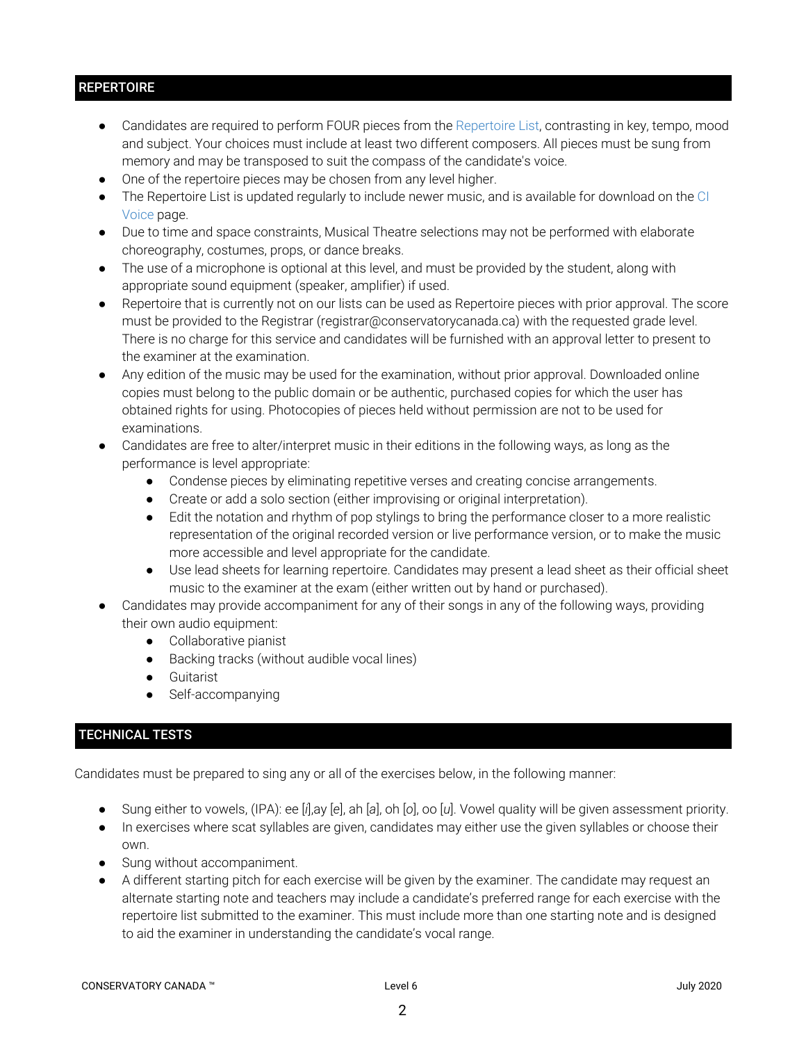## REPERTOIRE

- Candidates are required to perform FOUR pieces from the Repertoire List, contrasting in key, tempo, mood and subject. Your choices must include at least two different composers. All pieces must be sung from memory and may be transposed to suit the compass of the candidate's voice.
- One of the repertoire pieces may be chosen from any level higher.
- The Repertoire List is updated regularly to include newer music, and is available for download on the CI Voice page.
- Due to time and space constraints, Musical Theatre selections may not be performed with elaborate choreography, costumes, props, or dance breaks.
- The use of a microphone is optional at this level, and must be provided by the student, along with appropriate sound equipment (speaker, amplifier) if used.
- Repertoire that is currently not on our lists can be used as Repertoire pieces with prior approval. The score must be provided to the Registrar (registrar@conservatorycanada.ca) with the requested grade level. There is no charge for this service and candidates will be furnished with an approval letter to present to the examiner at the examination.
- Any edition of the music may be used for the examination, without prior approval. Downloaded online copies must belong to the public domain or be authentic, purchased copies for which the user has obtained rights for using. Photocopies of pieces held without permission are not to be used for examinations.
- Candidates are free to alter/interpret music in their editions in the following ways, as long as the performance is level appropriate:
  - Condense pieces by eliminating repetitive verses and creating concise arrangements.
  - Create or add a solo section (either improvising or original interpretation).
  - Edit the notation and rhythm of pop stylings to bring the performance closer to a more realistic representation of the original recorded version or live performance version, or to make the music more accessible and level appropriate for the candidate.
  - Use lead sheets for learning repertoire. Candidates may present a lead sheet as their official sheet music to the examiner at the exam (either written out by hand or purchased).
- Candidates may provide accompaniment for any of their songs in any of the following ways, providing their own audio equipment:
  - Collaborative pianist
  - Backing tracks (without audible vocal lines)
  - Guitarist
  - Self-accompanying

## TECHNICAL TESTS

Candidates must be prepared to sing any or all of the exercises below, in the following manner:

- Sung either to vowels, (IPA): ee [*i*],ay [*e*], ah [*a*], oh [*o*], oo [*u*]. Vowel quality will be given assessment priority.
- In exercises where scat syllables are given, candidates may either use the given syllables or choose their own.
- Sung without accompaniment.
- A different starting pitch for each exercise will be given by the examiner. The candidate may request an alternate starting note and teachers may include a candidate's preferred range for each exercise with the repertoire list submitted to the examiner. This must include more than one starting note and is designed to aid the examiner in understanding the candidate's vocal range.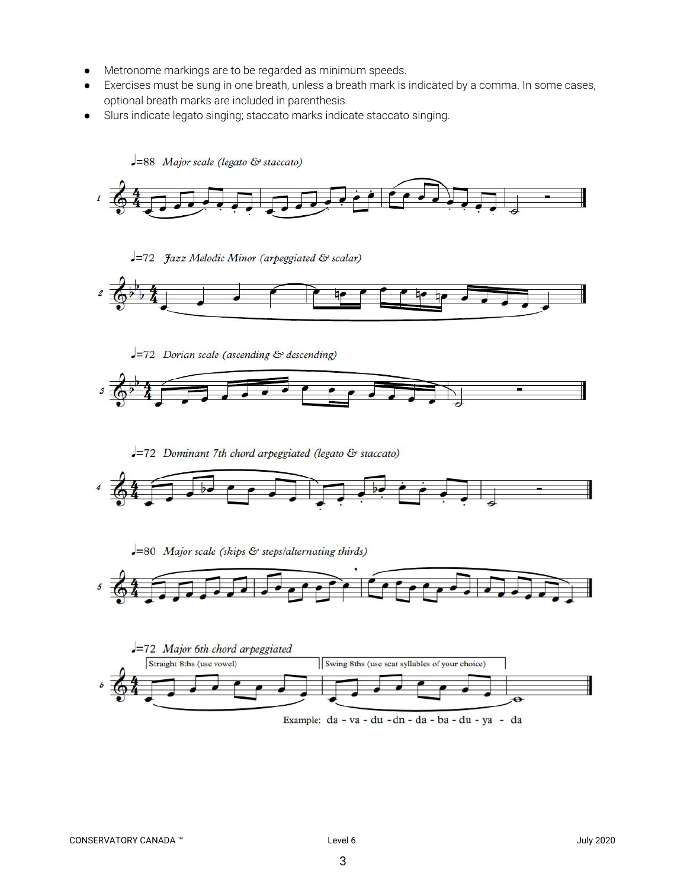- Metronome markings are to be regarded as minimum speeds.
- Exercises must be sung in one breath, unless a breath mark is indicated by a comma. In some cases, optional breath marks are included in parenthesis.
- Slurs indicate legato singing; staccato marks indicate staccato singing.

1. ♩=88 *Major scale (legato & staccato)*

2. ♩=72 *Jazz Melodic Minor (arpeggiated & scalar)*

3. ♩=72 *Dorian scale (ascending & descending)*

4. ♩=72 *Dominant 7th chord arpeggiated (legato & staccato)*

5. ♩=80 *Major scale (skips & steps/alternating thirds)*

6. ♩=72 *Major 6th chord arpeggiated*

   Straight 8ths (use vowel) | Swing 8ths (use scat syllables of your choice)

   Example: da - va - du - dn - da - ba - du - ya - da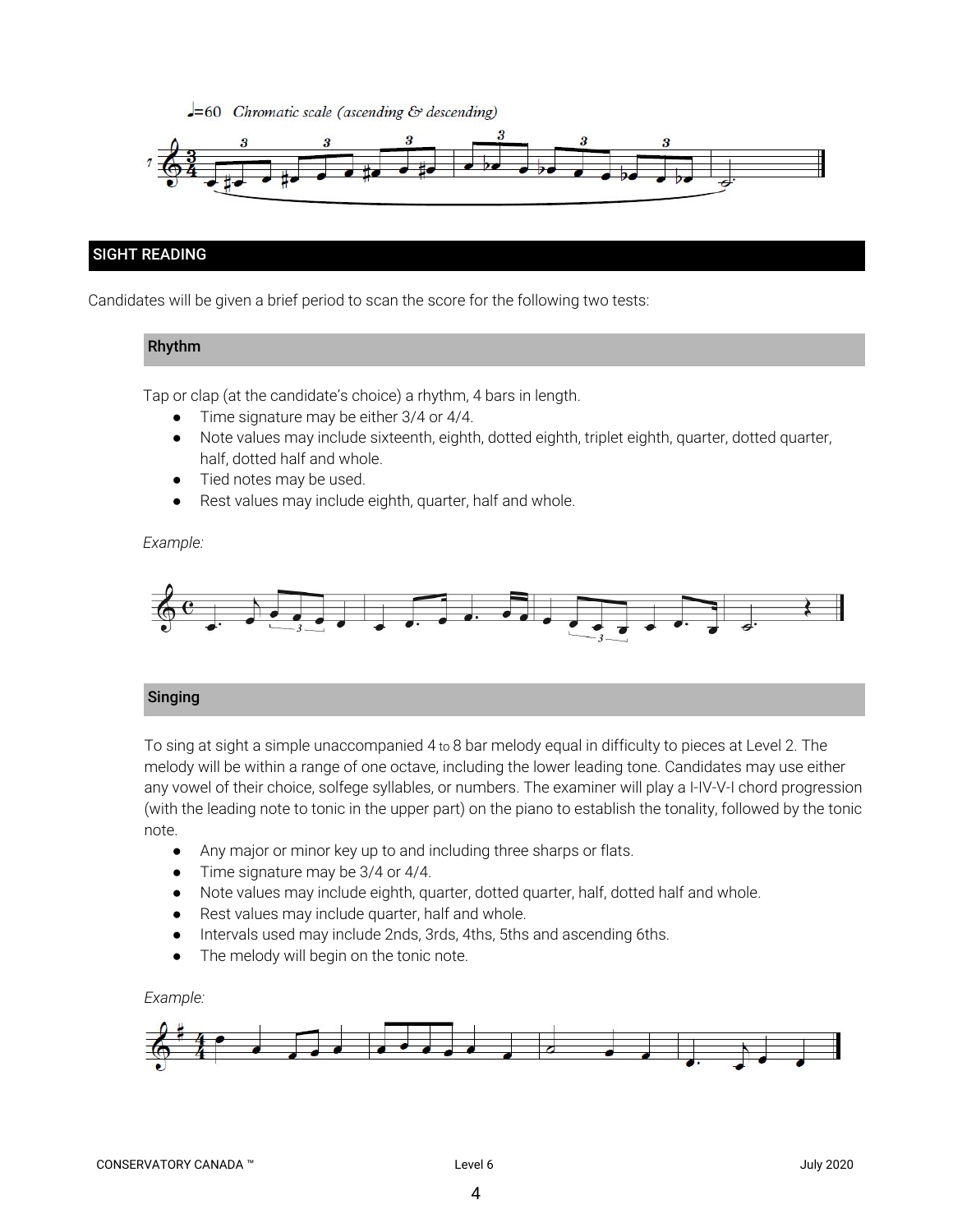♩=60 *Chromatic scale (ascending & descending)*

## SIGHT READING

Candidates will be given a brief period to scan the score for the following two tests:

### Rhythm

Tap or clap (at the candidate's choice) a rhythm, 4 bars in length.

- Time signature may be either 3/4 or 4/4.
- Note values may include sixteenth, eighth, dotted eighth, triplet eighth, quarter, dotted quarter, half, dotted half and whole.
- Tied notes may be used.
- Rest values may include eighth, quarter, half and whole.

*Example:*

### Singing

To sing at sight a simple unaccompanied 4 to 8 bar melody equal in difficulty to pieces at Level 2. The melody will be within a range of one octave, including the lower leading tone. Candidates may use either any vowel of their choice, solfege syllables, or numbers. The examiner will play a I-IV-V-I chord progression (with the leading note to tonic in the upper part) on the piano to establish the tonality, followed by the tonic note.

- Any major or minor key up to and including three sharps or flats.
- Time signature may be 3/4 or 4/4.
- Note values may include eighth, quarter, dotted quarter, half, dotted half and whole.
- Rest values may include quarter, half and whole.
- Intervals used may include 2nds, 3rds, 4ths, 5ths and ascending 6ths.
- The melody will begin on the tonic note.

*Example:*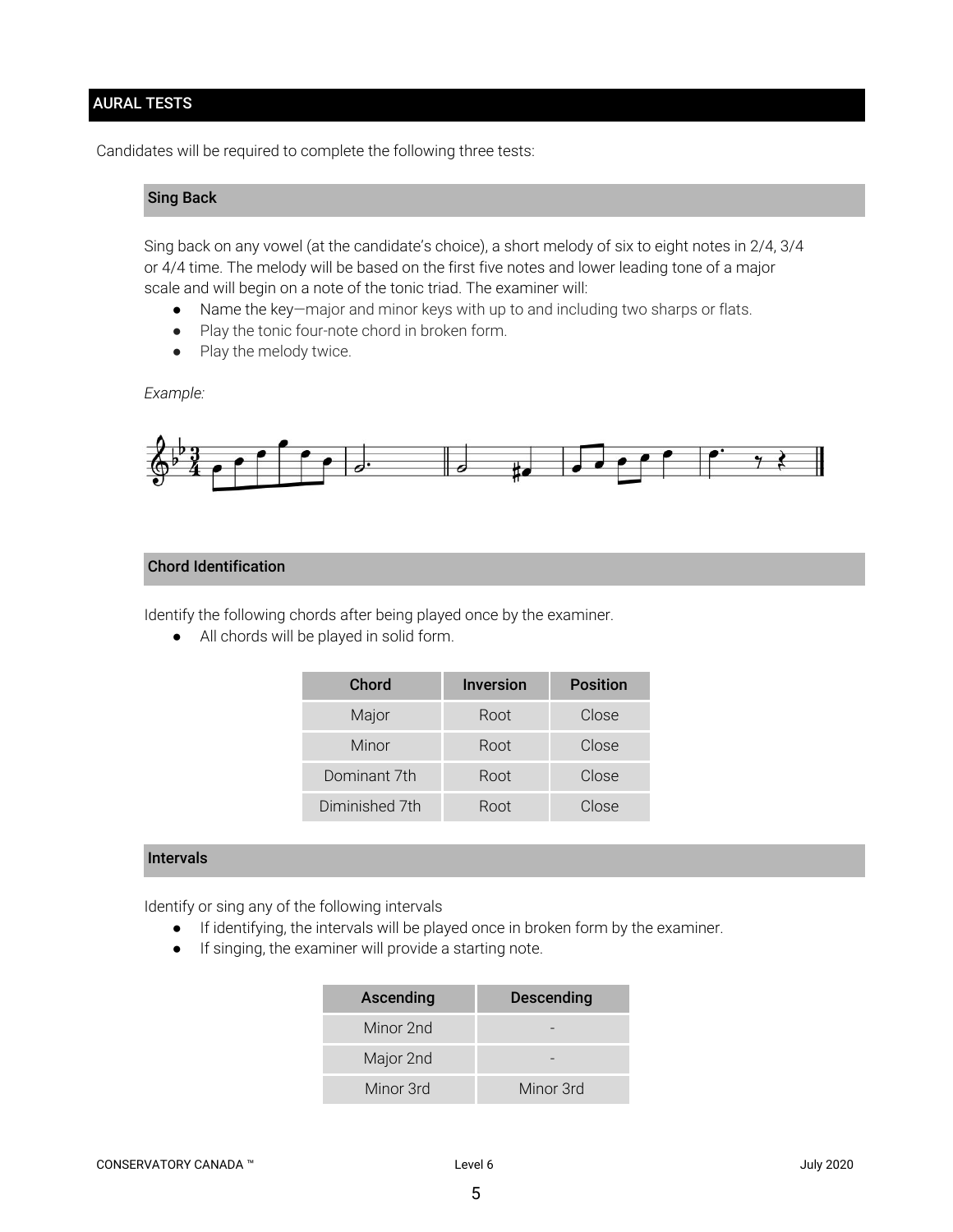## AURAL TESTS

Candidates will be required to complete the following three tests:

### Sing Back

Sing back on any vowel (at the candidate's choice), a short melody of six to eight notes in 2/4, 3/4 or 4/4 time. The melody will be based on the first five notes and lower leading tone of a major scale and will begin on a note of the tonic triad. The examiner will:

- Name the key—major and minor keys with up to and including two sharps or flats.
- Play the tonic four-note chord in broken form.
- Play the melody twice.

*Example:*

### Chord Identification

Identify the following chords after being played once by the examiner.

- All chords will be played in solid form.

| Chord | Inversion | Position |
|---|---|---|
| Major | Root | Close |
| Minor | Root | Close |
| Dominant 7th | Root | Close |
| Diminished 7th | Root | Close |

### Intervals

Identify or sing any of the following intervals

- If identifying, the intervals will be played once in broken form by the examiner.
- If singing, the examiner will provide a starting note.

| Ascending | Descending |
|---|---|
| Minor 2nd | - |
| Major 2nd | - |
| Minor 3rd | Minor 3rd |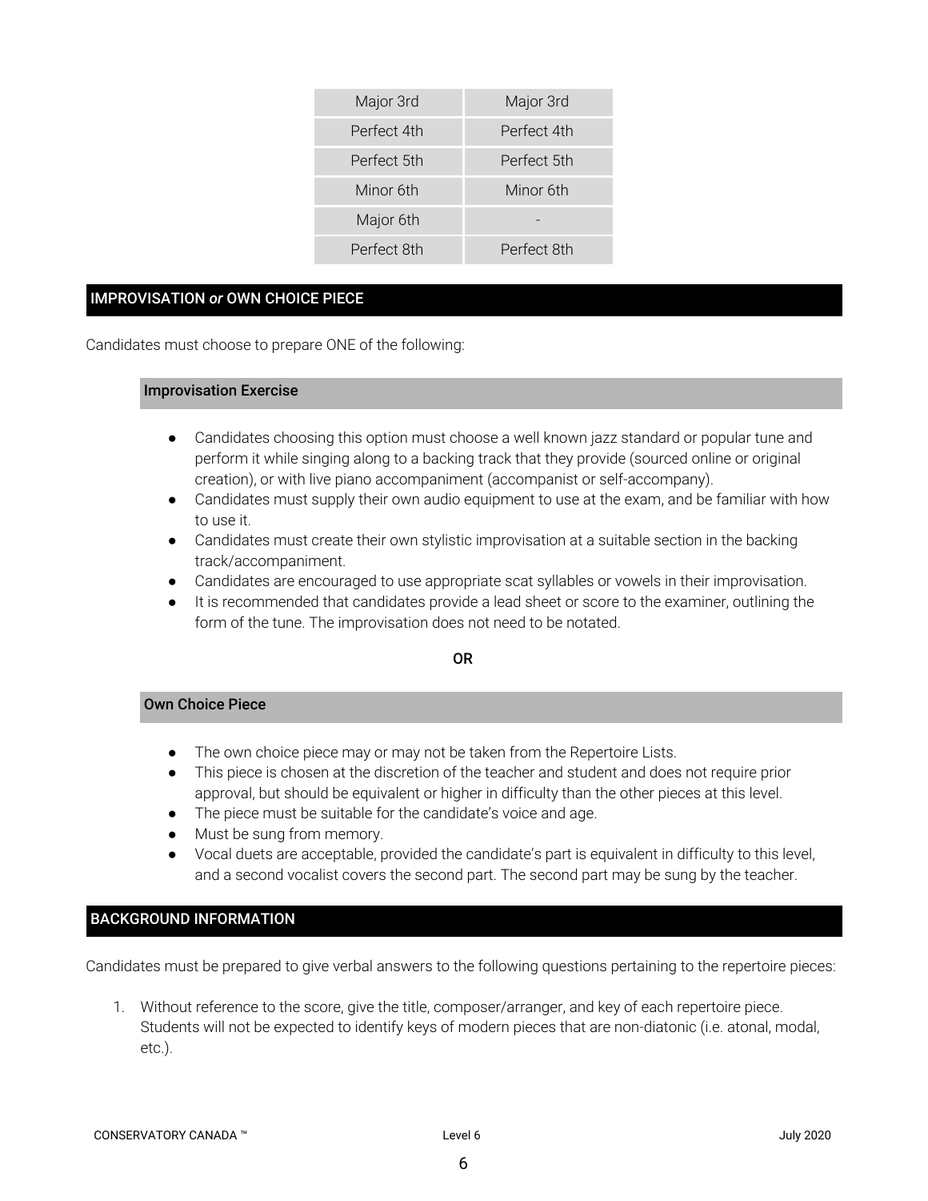| Major 3rd | Major 3rd |
| --- | --- |
| Perfect 4th | Perfect 4th |
| Perfect 5th | Perfect 5th |
| Minor 6th | Minor 6th |
| Major 6th | - |
| Perfect 8th | Perfect 8th |

## IMPROVISATION *or* OWN CHOICE PIECE

Candidates must choose to prepare ONE of the following:

### Improvisation Exercise

- Candidates choosing this option must choose a well known jazz standard or popular tune and perform it while singing along to a backing track that they provide (sourced online or original creation), or with live piano accompaniment (accompanist or self-accompany).
- Candidates must supply their own audio equipment to use at the exam, and be familiar with how to use it.
- Candidates must create their own stylistic improvisation at a suitable section in the backing track/accompaniment.
- Candidates are encouraged to use appropriate scat syllables or vowels in their improvisation.
- It is recommended that candidates provide a lead sheet or score to the examiner, outlining the form of the tune. The improvisation does not need to be notated.

**OR**

### Own Choice Piece

- The own choice piece may or may not be taken from the Repertoire Lists.
- This piece is chosen at the discretion of the teacher and student and does not require prior approval, but should be equivalent or higher in difficulty than the other pieces at this level.
- The piece must be suitable for the candidate's voice and age.
- Must be sung from memory.
- Vocal duets are acceptable, provided the candidate's part is equivalent in difficulty to this level, and a second vocalist covers the second part. The second part may be sung by the teacher.

## BACKGROUND INFORMATION

Candidates must be prepared to give verbal answers to the following questions pertaining to the repertoire pieces:

1. Without reference to the score, give the title, composer/arranger, and key of each repertoire piece. Students will not be expected to identify keys of modern pieces that are non-diatonic (i.e. atonal, modal, etc.).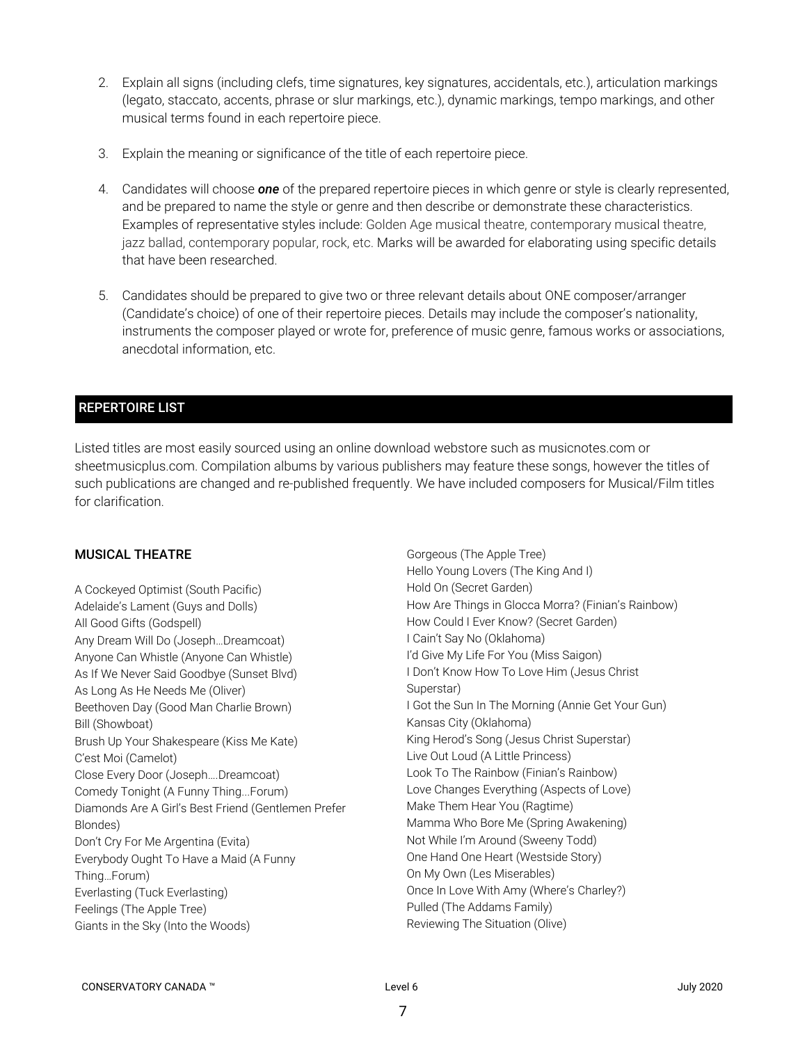2. Explain all signs (including clefs, time signatures, key signatures, accidentals, etc.), articulation markings (legato, staccato, accents, phrase or slur markings, etc.), dynamic markings, tempo markings, and other musical terms found in each repertoire piece.

3. Explain the meaning or significance of the title of each repertoire piece.

4. Candidates will choose ***one*** of the prepared repertoire pieces in which genre or style is clearly represented, and be prepared to name the style or genre and then describe or demonstrate these characteristics. Examples of representative styles include: Golden Age musical theatre, contemporary musical theatre, jazz ballad, contemporary popular, rock, etc. Marks will be awarded for elaborating using specific details that have been researched.

5. Candidates should be prepared to give two or three relevant details about ONE composer/arranger (Candidate's choice) of one of their repertoire pieces. Details may include the composer's nationality, instruments the composer played or wrote for, preference of music genre, famous works or associations, anecdotal information, etc.

## REPERTOIRE LIST

Listed titles are most easily sourced using an online download webstore such as musicnotes.com or sheetmusicplus.com. Compilation albums by various publishers may feature these songs, however the titles of such publications are changed and re-published frequently. We have included composers for Musical/Film titles for clarification.

### MUSICAL THEATRE

A Cockeyed Optimist (South Pacific)
Adelaide's Lament (Guys and Dolls)
All Good Gifts (Godspell)
Any Dream Will Do (Joseph…Dreamcoat)
Anyone Can Whistle (Anyone Can Whistle)
As If We Never Said Goodbye (Sunset Blvd)
As Long As He Needs Me (Oliver)
Beethoven Day (Good Man Charlie Brown)
Bill (Showboat)
Brush Up Your Shakespeare (Kiss Me Kate)
C'est Moi (Camelot)
Close Every Door (Joseph….Dreamcoat)
Comedy Tonight (A Funny Thing…Forum)
Diamonds Are A Girl's Best Friend (Gentlemen Prefer Blondes)
Don't Cry For Me Argentina (Evita)
Everybody Ought To Have a Maid (A Funny Thing…Forum)
Everlasting (Tuck Everlasting)
Feelings (The Apple Tree)
Giants in the Sky (Into the Woods)
Gorgeous (The Apple Tree)
Hello Young Lovers (The King And I)
Hold On (Secret Garden)
How Are Things in Glocca Morra? (Finian's Rainbow)
How Could I Ever Know? (Secret Garden)
I Cain't Say No (Oklahoma)
I'd Give My Life For You (Miss Saigon)
I Don't Know How To Love Him (Jesus Christ Superstar)
I Got the Sun In The Morning (Annie Get Your Gun)
Kansas City (Oklahoma)
King Herod's Song (Jesus Christ Superstar)
Live Out Loud (A Little Princess)
Look To The Rainbow (Finian's Rainbow)
Love Changes Everything (Aspects of Love)
Make Them Hear You (Ragtime)
Mamma Who Bore Me (Spring Awakening)
Not While I'm Around (Sweeny Todd)
One Hand One Heart (Westside Story)
On My Own (Les Miserables)
Once In Love With Amy (Where's Charley?)
Pulled (The Addams Family)
Reviewing The Situation (Olive)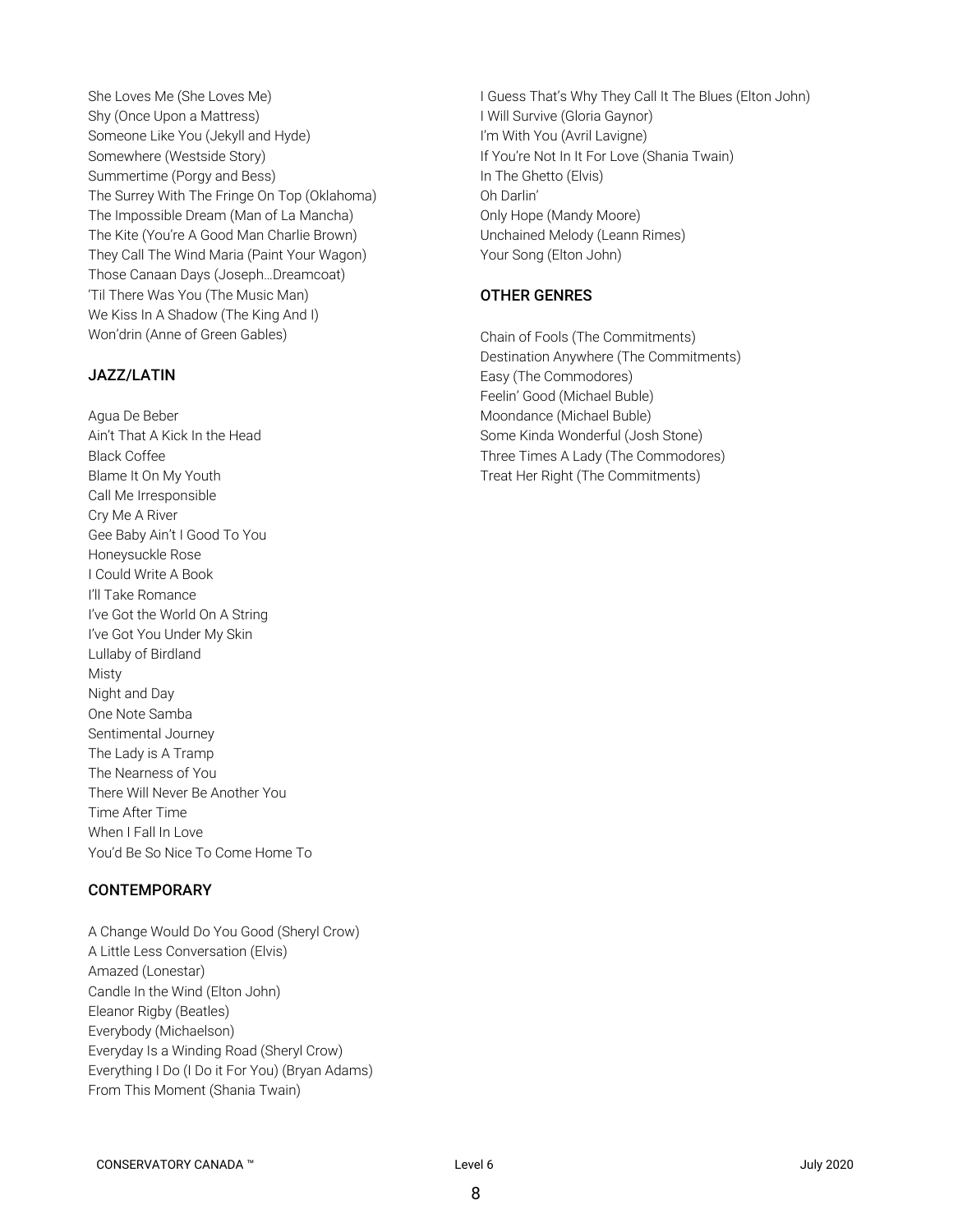She Loves Me (She Loves Me)
Shy (Once Upon a Mattress)
Someone Like You (Jekyll and Hyde)
Somewhere (Westside Story)
Summertime (Porgy and Bess)
The Surrey With The Fringe On Top (Oklahoma)
The Impossible Dream (Man of La Mancha)
The Kite (You're A Good Man Charlie Brown)
They Call The Wind Maria (Paint Your Wagon)
Those Canaan Days (Joseph…Dreamcoat)
'Til There Was You (The Music Man)
We Kiss In A Shadow (The King And I)
Won'drin (Anne of Green Gables)

### JAZZ/LATIN

Agua De Beber
Ain't That A Kick In the Head
Black Coffee
Blame It On My Youth
Call Me Irresponsible
Cry Me A River
Gee Baby Ain't I Good To You
Honeysuckle Rose
I Could Write A Book
I'll Take Romance
I've Got the World On A String
I've Got You Under My Skin
Lullaby of Birdland
Misty
Night and Day
One Note Samba
Sentimental Journey
The Lady is A Tramp
The Nearness of You
There Will Never Be Another You
Time After Time
When I Fall In Love
You'd Be So Nice To Come Home To

### CONTEMPORARY

A Change Would Do You Good (Sheryl Crow)
A Little Less Conversation (Elvis)
Amazed (Lonestar)
Candle In the Wind (Elton John)
Eleanor Rigby (Beatles)
Everybody (Michaelson)
Everyday Is a Winding Road (Sheryl Crow)
Everything I Do (I Do it For You) (Bryan Adams)
From This Moment (Shania Twain)
I Guess That's Why They Call It The Blues (Elton John)
I Will Survive (Gloria Gaynor)
I'm With You (Avril Lavigne)
If You're Not In It For Love (Shania Twain)
In The Ghetto (Elvis)
Oh Darlin'
Only Hope (Mandy Moore)
Unchained Melody (Leann Rimes)
Your Song (Elton John)

### OTHER GENRES

Chain of Fools (The Commitments)
Destination Anywhere (The Commitments)
Easy (The Commodores)
Feelin' Good (Michael Buble)
Moondance (Michael Buble)
Some Kinda Wonderful (Josh Stone)
Three Times A Lady (The Commodores)
Treat Her Right (The Commitments)